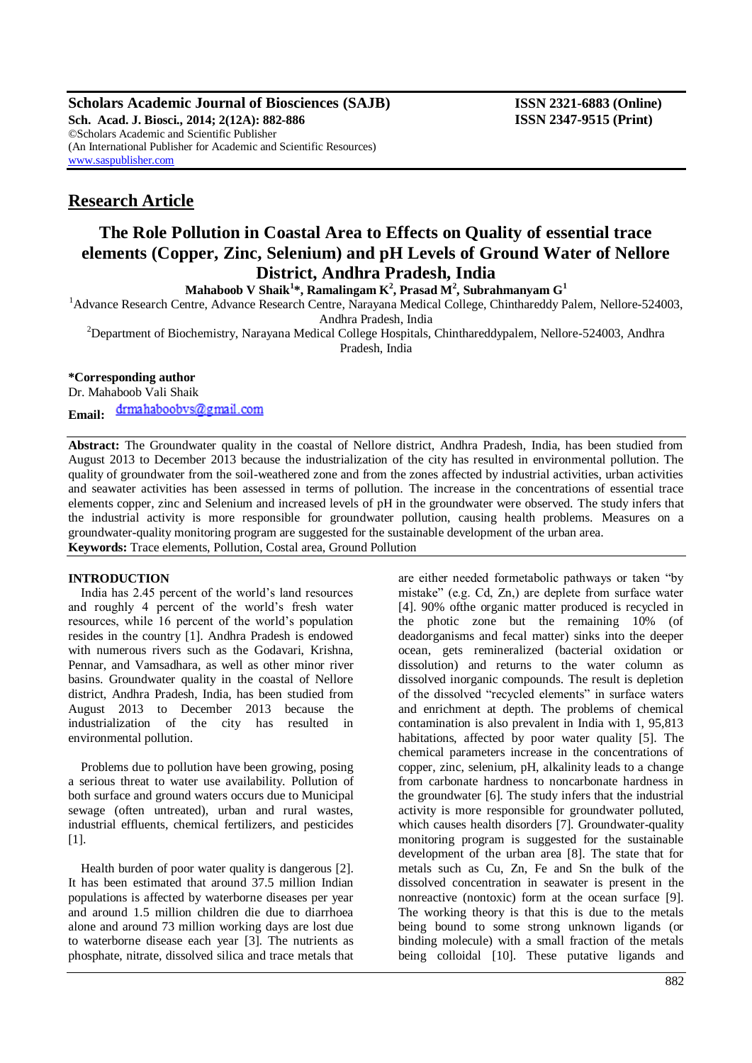**Scholars Academic Journal of Biosciences (SAJB)**
**Sch. Acad. J. Biosci., 2014; 2(12A): 882-886**
©Scholars Academic and Scientific Publisher
(An International Publisher for Academic and Scientific Resources)
www.saspublisher.com

**ISSN 2321-6883 (Online)**
**ISSN 2347-9515 (Print)**

## Research Article

# The Role Pollution in Coastal Area to Effects on Quality of essential trace elements (Copper, Zinc, Selenium) and pH Levels of Ground Water of Nellore District, Andhra Pradesh, India

**Mahaboob V Shaik[1]*, Ramalingam K[2], Prasad M[2], Subrahmanyam G[1]**

[1]Advance Research Centre, Advance Research Centre, Narayana Medical College, Chinthareddy Palem, Nellore-524003, Andhra Pradesh, India

[2]Department of Biochemistry, Narayana Medical College Hospitals, Chinthareddypalem, Nellore-524003, Andhra Pradesh, India

**\*Corresponding author**
Dr. Mahaboob Vali Shaik
**Email:** drmahaboobvs@gmail.com

**Abstract:** The Groundwater quality in the coastal of Nellore district, Andhra Pradesh, India, has been studied from August 2013 to December 2013 because the industrialization of the city has resulted in environmental pollution. The quality of groundwater from the soil-weathered zone and from the zones affected by industrial activities, urban activities and seawater activities has been assessed in terms of pollution. The increase in the concentrations of essential trace elements copper, zinc and Selenium and increased levels of pH in the groundwater were observed. The study infers that the industrial activity is more responsible for groundwater pollution, causing health problems. Measures on a groundwater-quality monitoring program are suggested for the sustainable development of the urban area.
**Keywords:** Trace elements, Pollution, Costal area, Ground Pollution

## INTRODUCTION

India has 2.45 percent of the world's land resources and roughly 4 percent of the world's fresh water resources, while 16 percent of the world's population resides in the country [1]. Andhra Pradesh is endowed with numerous rivers such as the Godavari, Krishna, Pennar, and Vamsadhara, as well as other minor river basins. Groundwater quality in the coastal of Nellore district, Andhra Pradesh, India, has been studied from August 2013 to December 2013 because the industrialization of the city has resulted in environmental pollution.

Problems due to pollution have been growing, posing a serious threat to water use availability. Pollution of both surface and ground waters occurs due to Municipal sewage (often untreated), urban and rural wastes, industrial effluents, chemical fertilizers, and pesticides [1].

Health burden of poor water quality is dangerous [2]. It has been estimated that around 37.5 million Indian populations is affected by waterborne diseases per year and around 1.5 million children die due to diarrhoea alone and around 73 million working days are lost due to waterborne disease each year [3]. The nutrients as phosphate, nitrate, dissolved silica and trace metals that are either needed formetabolic pathways or taken "by mistake" (e.g. Cd, Zn,) are deplete from surface water [4]. 90% ofthe organic matter produced is recycled in the photic zone but the remaining 10% (of deadorganisms and fecal matter) sinks into the deeper ocean, gets remineralized (bacterial oxidation or dissolution) and returns to the water column as dissolved inorganic compounds. The result is depletion of the dissolved "recycled elements" in surface waters and enrichment at depth. The problems of chemical contamination is also prevalent in India with 1, 95,813 habitations, affected by poor water quality [5]. The chemical parameters increase in the concentrations of copper, zinc, selenium, pH, alkalinity leads to a change from carbonate hardness to noncarbonate hardness in the groundwater [6]. The study infers that the industrial activity is more responsible for groundwater polluted, which causes health disorders [7]. Groundwater-quality monitoring program is suggested for the sustainable development of the urban area [8]. The state that for metals such as Cu, Zn, Fe and Sn the bulk of the dissolved concentration in seawater is present in the nonreactive (nontoxic) form at the ocean surface [9]. The working theory is that this is due to the metals being bound to some strong unknown ligands (or binding molecule) with a small fraction of the metals being colloidal [10]. These putative ligands and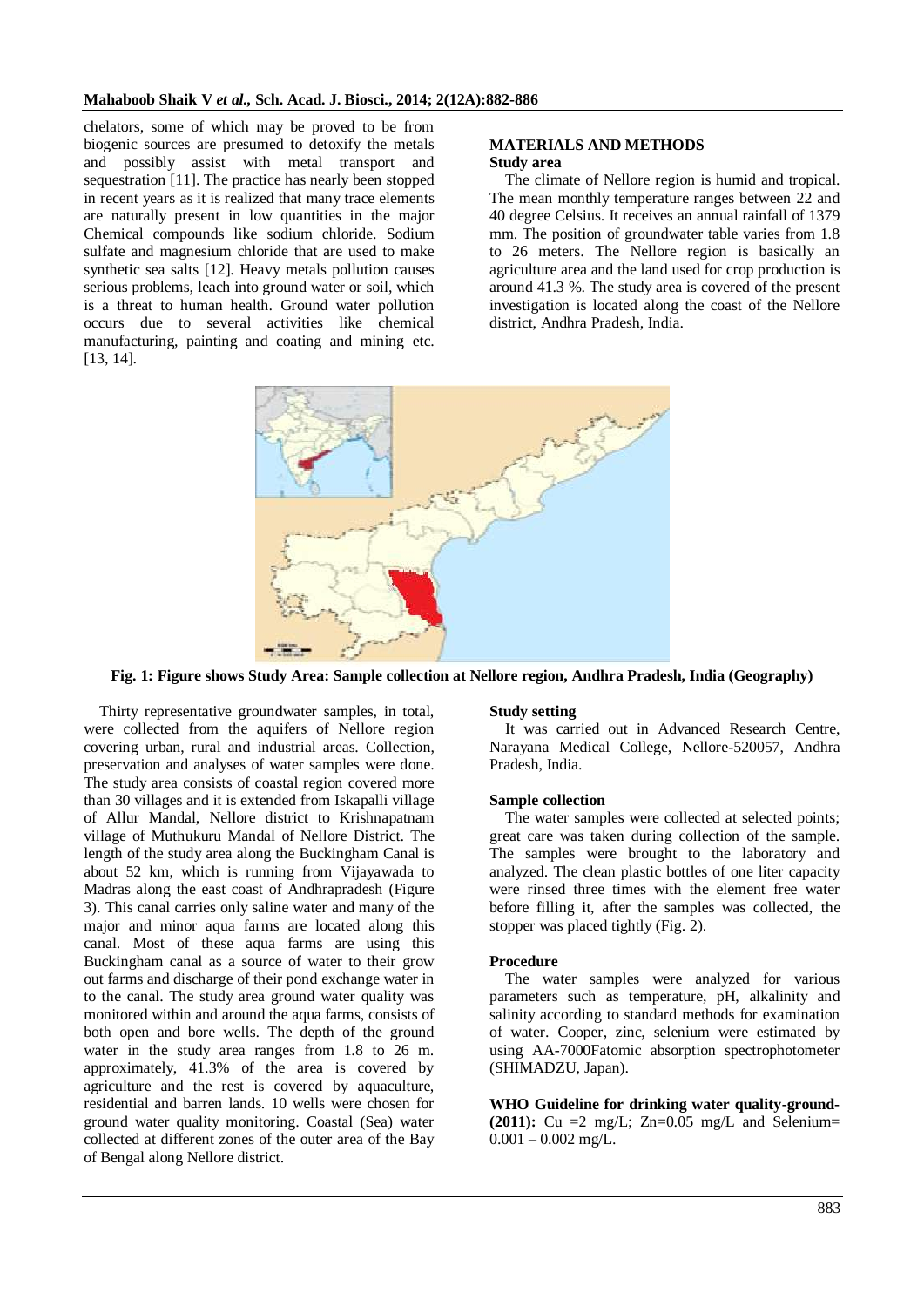chelators, some of which may be proved to be from biogenic sources are presumed to detoxify the metals and possibly assist with metal transport and sequestration [11]. The practice has nearly been stopped in recent years as it is realized that many trace elements are naturally present in low quantities in the major Chemical compounds like sodium chloride. Sodium sulfate and magnesium chloride that are used to make synthetic sea salts [12]. Heavy metals pollution causes serious problems, leach into ground water or soil, which is a threat to human health. Ground water pollution occurs due to several activities like chemical manufacturing, painting and coating and mining etc. [13, 14].

## MATERIALS AND METHODS

### Study area

The climate of Nellore region is humid and tropical. The mean monthly temperature ranges between 22 and 40 degree Celsius. It receives an annual rainfall of 1379 mm. The position of groundwater table varies from 1.8 to 26 meters. The Nellore region is basically an agriculture area and the land used for crop production is around 41.3 %. The study area is covered of the present investigation is located along the coast of the Nellore district, Andhra Pradesh, India.

**Fig. 1: Figure shows Study Area: Sample collection at Nellore region, Andhra Pradesh, India (Geography)**

Thirty representative groundwater samples, in total, were collected from the aquifers of Nellore region covering urban, rural and industrial areas. Collection, preservation and analyses of water samples were done. The study area consists of coastal region covered more than 30 villages and it is extended from Iskapalli village of Allur Mandal, Nellore district to Krishnapatnam village of Muthukuru Mandal of Nellore District. The length of the study area along the Buckingham Canal is about 52 km, which is running from Vijayawada to Madras along the east coast of Andhrapradesh (Figure 3). This canal carries only saline water and many of the major and minor aqua farms are located along this canal. Most of these aqua farms are using this Buckingham canal as a source of water to their grow out farms and discharge of their pond exchange water in to the canal. The study area ground water quality was monitored within and around the aqua farms, consists of both open and bore wells. The depth of the ground water in the study area ranges from 1.8 to 26 m. approximately, 41.3% of the area is covered by agriculture and the rest is covered by aquaculture, residential and barren lands. 10 wells were chosen for ground water quality monitoring. Coastal (Sea) water collected at different zones of the outer area of the Bay of Bengal along Nellore district.

### Study setting

It was carried out in Advanced Research Centre, Narayana Medical College, Nellore-520057, Andhra Pradesh, India.

### Sample collection

The water samples were collected at selected points; great care was taken during collection of the sample. The samples were brought to the laboratory and analyzed. The clean plastic bottles of one liter capacity were rinsed three times with the element free water before filling it, after the samples was collected, the stopper was placed tightly (Fig. 2).

### Procedure

The water samples were analyzed for various parameters such as temperature, pH, alkalinity and salinity according to standard methods for examination of water. Cooper, zinc, selenium were estimated by using AA-7000Fatomic absorption spectrophotometer (SHIMADZU, Japan).

**WHO Guideline for drinking water quality-ground-(2011):** Cu =2 mg/L; Zn=0.05 mg/L and Selenium= 0.001 – 0.002 mg/L.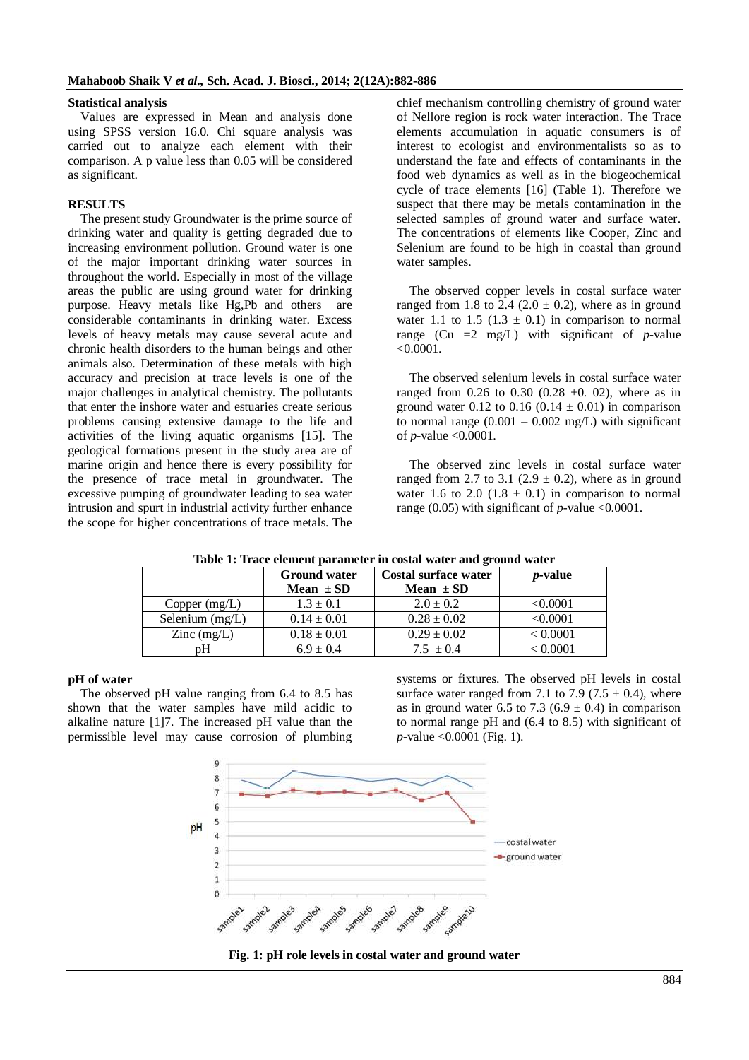### Statistical analysis

Values are expressed in Mean and analysis done using SPSS version 16.0. Chi square analysis was carried out to analyze each element with their comparison. A p value less than 0.05 will be considered as significant.

## RESULTS

The present study Groundwater is the prime source of drinking water and quality is getting degraded due to increasing environment pollution. Ground water is one of the major important drinking water sources in throughout the world. Especially in most of the village areas the public are using ground water for drinking purpose. Heavy metals like Hg,Pb and others are considerable contaminants in drinking water. Excess levels of heavy metals may cause several acute and chronic health disorders to the human beings and other animals also. Determination of these metals with high accuracy and precision at trace levels is one of the major challenges in analytical chemistry. The pollutants that enter the inshore water and estuaries create serious problems causing extensive damage to the life and activities of the living aquatic organisms [15]. The geological formations present in the study area are of marine origin and hence there is every possibility for the presence of trace metal in groundwater. The excessive pumping of groundwater leading to sea water intrusion and spurt in industrial activity further enhance the scope for higher concentrations of trace metals. The chief mechanism controlling chemistry of ground water of Nellore region is rock water interaction. The Trace elements accumulation in aquatic consumers is of interest to ecologist and environmentalists so as to understand the fate and effects of contaminants in the food web dynamics as well as in the biogeochemical cycle of trace elements [16] (Table 1). Therefore we suspect that there may be metals contamination in the selected samples of ground water and surface water. The concentrations of elements like Cooper, Zinc and Selenium are found to be high in coastal than ground water samples.

The observed copper levels in costal surface water ranged from 1.8 to 2.4 ($2.0 \pm 0.2$), where as in ground water 1.1 to 1.5 ($1.3 \pm 0.1$) in comparison to normal range (Cu =2 mg/L) with significant of *p*-value <0.0001.

The observed selenium levels in costal surface water ranged from 0.26 to 0.30 ($0.28 \pm 0.02$), where as in ground water 0.12 to 0.16 ($0.14 \pm 0.01$) in comparison to normal range (0.001 – 0.002 mg/L) with significant of *p*-value <0.0001.

The observed zinc levels in costal surface water ranged from 2.7 to 3.1 ($2.9 \pm 0.2$), where as in ground water 1.6 to 2.0 ($1.8 \pm 0.1$) in comparison to normal range (0.05) with significant of *p*-value <0.0001.

**Table 1: Trace element parameter in costal water and ground water**

| | Ground water Mean ± SD | Costal surface water Mean ± SD | *p*-value |
|---|---|---|---|
| Copper (mg/L) | 1.3 ± 0.1 | 2.0 ± 0.2 | <0.0001 |
| Selenium (mg/L) | 0.14 ± 0.01 | 0.28 ± 0.02 | <0.0001 |
| Zinc (mg/L) | 0.18 ± 0.01 | 0.29 ± 0.02 | < 0.0001 |
| pH | 6.9 ± 0.4 | 7.5 ± 0.4 | < 0.0001 |

### pH of water

The observed pH value ranging from 6.4 to 8.5 has shown that the water samples have mild acidic to alkaline nature [1]7. The increased pH value than the permissible level may cause corrosion of plumbing systems or fixtures. The observed pH levels in costal surface water ranged from 7.1 to 7.9 ($7.5 \pm 0.4$), where as in ground water 6.5 to 7.3 ($6.9 \pm 0.4$) in comparison to normal range pH and (6.4 to 8.5) with significant of *p*-value <0.0001 (Fig. 1).

**Fig. 1: pH role levels in costal water and ground water**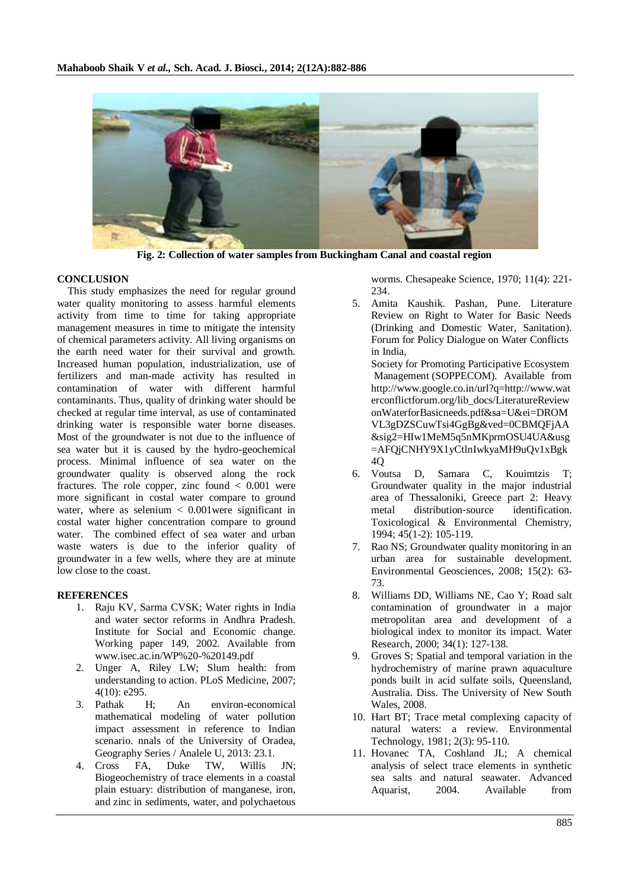Fig. 2: Collection of water samples from Buckingham Canal and coastal region

## CONCLUSION

This study emphasizes the need for regular ground water quality monitoring to assess harmful elements activity from time to time for taking appropriate management measures in time to mitigate the intensity of chemical parameters activity. All living organisms on the earth need water for their survival and growth. Increased human population, industrialization, use of fertilizers and man-made activity has resulted in contamination of water with different harmful contaminants. Thus, quality of drinking water should be checked at regular time interval, as use of contaminated drinking water is responsible water borne diseases. Most of the groundwater is not due to the influence of sea water but it is caused by the hydro-geochemical process. Minimal influence of sea water on the groundwater quality is observed along the rock fractures. The role copper, zinc found $< 0.001$ were more significant in costal water compare to ground water, where as selenium $< 0.001$were significant in costal water higher concentration compare to ground water. The combined effect of sea water and urban waste waters is due to the inferior quality of groundwater in a few wells, where they are at minute low close to the coast.

## REFERENCES

1. Raju KV, Sarma CVSK; Water rights in India and water sector reforms in Andhra Pradesh. Institute for Social and Economic change. Working paper 149, 2002. Available from www.isec.ac.in/WP%20-%20149.pdf
2. Unger A, Riley LW; Slum health: from understanding to action. PLoS Medicine, 2007; 4(10): e295.
3. Pathak H; An environ-economical mathematical modeling of water pollution impact assessment in reference to Indian scenario. nnals of the University of Oradea, Geography Series / Analele U, 2013: 23.1.
4. Cross FA, Duke TW, Willis JN; Biogeochemistry of trace elements in a coastal plain estuary: distribution of manganese, iron, and zinc in sediments, water, and polychaetous worms. Chesapeake Science, 1970; 11(4): 221-234.
5. Amita Kaushik. Pashan, Pune. Literature Review on Right to Water for Basic Needs (Drinking and Domestic Water, Sanitation). Forum for Policy Dialogue on Water Conflicts in India, Society for Promoting Participative Ecosystem Management (SOPPECOM). Available from http://www.google.co.in/url?q=http://www.waterconflictforum.org/lib_docs/LiteratureReviewonWaterforBasicneeds.pdf&sa=U&ei=DROMVL3gDZSCuwTsi4GgBg&ved=0CBMQFjAA&sig2=HIw1MeM5q5nMKprmOSU4UA&usg=AFQjCNHY9X1yCtlnIwkyaMH9uQv1xBgk4Q
6. Voutsa D, Samara C, Kouimtzis T; Groundwater quality in the major industrial area of Thessaloniki, Greece part 2: Heavy metal distribution-source identification. Toxicological & Environmental Chemistry, 1994; 45(1-2): 105-119.
7. Rao NS; Groundwater quality monitoring in an urban area for sustainable development. Environmental Geosciences, 2008; 15(2): 63-73.
8. Williams DD, Williams NE, Cao Y; Road salt contamination of groundwater in a major metropolitan area and development of a biological index to monitor its impact. Water Research, 2000; 34(1): 127-138.
9. Groves S; Spatial and temporal variation in the hydrochemistry of marine prawn aquaculture ponds built in acid sulfate soils, Queensland, Australia. Diss. The University of New South Wales, 2008.
10. Hart BT; Trace metal complexing capacity of natural waters: a review. Environmental Technology, 1981; 2(3): 95-110.
11. Hovanec TA, Coshland JL; A chemical analysis of select trace elements in synthetic sea salts and natural seawater. Advanced Aquarist, 2004. Available from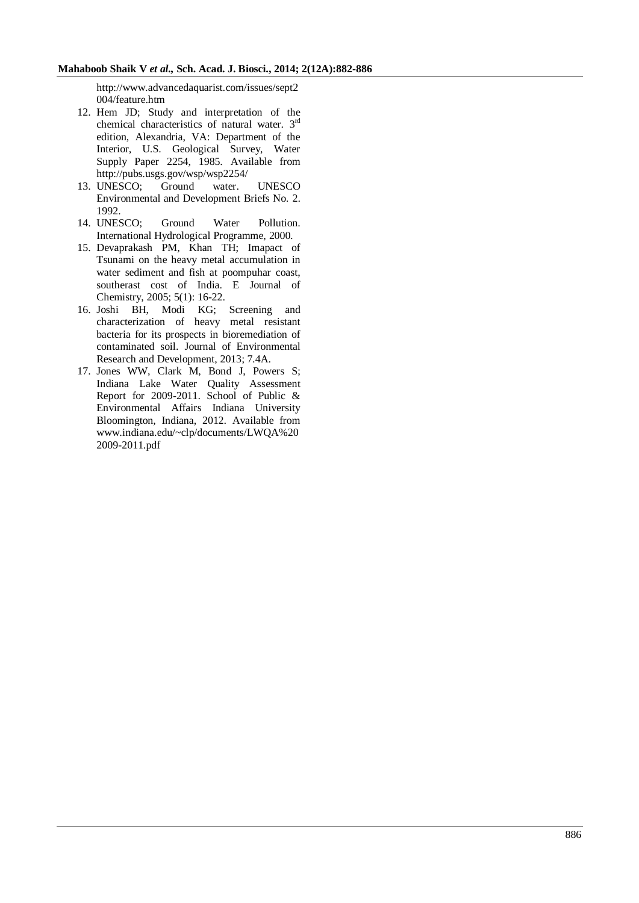http://www.advancedaquarist.com/issues/sept2004/feature.htm

12. Hem JD; Study and interpretation of the chemical characteristics of natural water. 3rd edition, Alexandria, VA: Department of the Interior, U.S. Geological Survey, Water Supply Paper 2254, 1985. Available from http://pubs.usgs.gov/wsp/wsp2254/
13. UNESCO; Ground water. UNESCO Environmental and Development Briefs No. 2. 1992.
14. UNESCO; Ground Water Pollution. International Hydrological Programme, 2000.
15. Devaprakash PM, Khan TH; Imapact of Tsunami on the heavy metal accumulation in water sediment and fish at poompuhar coast, southerast cost of India. E Journal of Chemistry, 2005; 5(1): 16-22.
16. Joshi BH, Modi KG; Screening and characterization of heavy metal resistant bacteria for its prospects in bioremediation of contaminated soil. Journal of Environmental Research and Development, 2013; 7.4A.
17. Jones WW, Clark M, Bond J, Powers S; Indiana Lake Water Quality Assessment Report for 2009-2011. School of Public & Environmental Affairs Indiana University Bloomington, Indiana, 2012. Available from www.indiana.edu/~clp/documents/LWQA%20 2009-2011.pdf